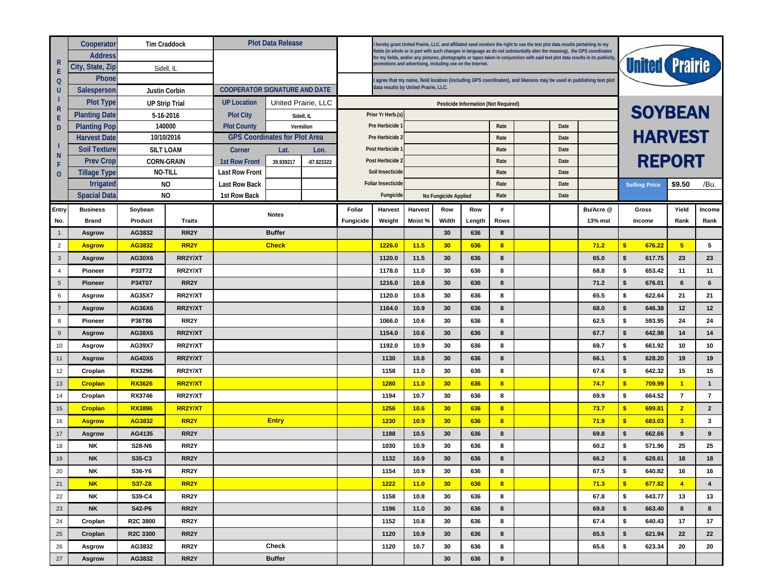# SOYBEAN HARVEST REPORT

United Prairie

**REQUIRED INFO**

| | | | |
|---|---|---|---|
| Cooperator | Tim Craddock | Plot Data Release | |
| Address | | | |
| City, State, Zip | Sidell, IL | | |
| Phone | | | |
| Salesperson | Justin Corbin | COOPERATOR SIGNATURE AND DATE | |
| Plot Type | UP Strip Trial | UP Location | United Prairie, LLC |
| Planting Date | 5-16-2016 | Plot City | Sidell, IL |
| Planting Pop | 140000 | Plot County | Vermilion |
| Harvest Date | 10/10/2016 | GPS Coordinates for Plot Area | |
| Soil Texture | SILT LOAM | Corner | Lat. / Lon. |
| Prev Crop | CORN-GRAIN | 1st Row Front | 39.939217 / -87.823322 |
| Tillage Type | NO-TILL | Last Row Front | |
| Irrigated | NO | Last Row Back | |
| Spacial Data | NO | 1st Row Back | |

I hereby grant United Prairie, LLC, and affiliated seed vendors the right to use the test plot data results pertaining to my fields (in whole or in part with such changes in language as do not substantially alter the meaning), the GPS coordinates for my fields, and/or any pictures, photographs or tapes taken in conjunction with said test plot data results in its publicity, promotions and advertising, including use on the Internet.

I agree that my name, field location (including GPS coordinates), and likeness may be used in publishing test plot data results by United Prairie, LLC.

**Pesticide Information (Not Required)**

| | | | | | |
|---|---|---|---|---|---|
| Prior Yr Herb.(s) | | | | | |
| Pre Herbicide 1 | | Rate | | Date | |
| Pre Herbicide 2 | | Rate | | Date | |
| Post Herbicide 1 | | Rate | | Date | |
| Post Herbicide 2 | | Rate | | Date | |
| Soil Insecticide | | Rate | | Date | |
| Foliar Insecticide | | Rate | | Date | |
| Fungicide | No Fungicide Applied | Rate | | Date | |

**Selling Price** $9.50 /Bu.

| Entry No. | Business Brand | Soybean Product | Traits | Notes | Foliar Fungicide | Harvest Weight | Harvest Moist % | Row Width | Row Length | # Rows | | | Bu/Acre @ 13% mst | Gross Income | Yield Rank | Income Rank |
|---|---|---|---|---|---|---|---|---|---|---|---|---|---|---|---|---|
| 1 | Asgrow | AG3832 | RR2Y | Buffer | | | | 30 | 636 | 8 | | | | | | |
| 2 | Asgrow | AG3832 | RR2Y | Check | | 1226.0 | 11.5 | 30 | 636 | 8 | | | 71.2 | $ 676.22 | 5 | 5 |
| 3 | Asgrow | AG30X6 | RR2Y/XT | | | 1120.0 | 11.5 | 30 | 636 | 8 | | | 65.0 | $ 617.75 | 23 | 23 |
| 4 | Pioneer | P33T72 | RR2Y/XT | | | 1178.0 | 11.0 | 30 | 636 | 8 | | | 68.8 | $ 653.42 | 11 | 11 |
| 5 | Pioneer | P34T07 | RR2Y | | | 1216.0 | 10.8 | 30 | 636 | 8 | | | 71.2 | $ 676.01 | 6 | 6 |
| 6 | Asgrow | AG35X7 | RR2Y/XT | | | 1120.0 | 10.8 | 30 | 636 | 8 | | | 65.5 | $ 622.64 | 21 | 21 |
| 7 | Asgrow | AG36X6 | RR2Y/XT | | | 1164.0 | 10.9 | 30 | 636 | 8 | | | 68.0 | $ 646.38 | 12 | 12 |
| 8 | Pioneer | P36T86 | RR2Y | | | 1066.0 | 10.6 | 30 | 636 | 8 | | | 62.5 | $ 593.95 | 24 | 24 |
| 9 | Asgrow | AG38X6 | RR2Y/XT | | | 1154.0 | 10.6 | 30 | 636 | 8 | | | 67.7 | $ 642.98 | 14 | 14 |
| 10 | Asgrow | AG39X7 | RR2Y/XT | | | 1192.0 | 10.9 | 30 | 636 | 8 | | | 69.7 | $ 661.92 | 10 | 10 |
| 11 | Asgrow | AG40X6 | RR2Y/XT | | | 1130 | 10.8 | 30 | 636 | 8 | | | 66.1 | $ 628.20 | 19 | 19 |
| 12 | Croplan | RX3296 | RR2Y/XT | | | 1158 | 11.0 | 30 | 636 | 8 | | | 67.6 | $ 642.32 | 15 | 15 |
| 13 | Croplan | RX3626 | RR2Y/XT | | | 1280 | 11.0 | 30 | 636 | 8 | | | 74.7 | $ 709.99 | 1 | 1 |
| 14 | Croplan | RX3746 | RR2Y/XT | | | 1194 | 10.7 | 30 | 636 | 8 | | | 69.9 | $ 664.52 | 7 | 7 |
| 15 | Croplan | RX3896 | RR2Y/XT | | | 1256 | 10.6 | 30 | 636 | 8 | | | 73.7 | $ 699.81 | 2 | 2 |
| 16 | Asgrow | AG3832 | RR2Y | Entry | | 1230 | 10.9 | 30 | 636 | 8 | | | 71.9 | $ 683.03 | 3 | 3 |
| 17 | Asgrow | AG4135 | RR2Y | | | 1188 | 10.5 | 30 | 636 | 8 | | | 69.8 | $ 662.66 | 9 | 9 |
| 18 | NK | S28-N6 | RR2Y | | | 1030 | 10.9 | 30 | 636 | 8 | | | 60.2 | $ 571.96 | 25 | 25 |
| 19 | NK | S35-C3 | RR2Y | | | 1132 | 10.9 | 30 | 636 | 8 | | | 66.2 | $ 628.61 | 18 | 18 |
| 20 | NK | S36-Y6 | RR2Y | | | 1154 | 10.9 | 30 | 636 | 8 | | | 67.5 | $ 640.82 | 16 | 16 |
| 21 | NK | S37-Z8 | RR2Y | | | 1222 | 11.0 | 30 | 636 | 8 | | | 71.3 | $ 677.82 | 4 | 4 |
| 22 | NK | S39-C4 | RR2Y | | | 1158 | 10.8 | 30 | 636 | 8 | | | 67.8 | $ 643.77 | 13 | 13 |
| 23 | NK | S42-P6 | RR2Y | | | 1196 | 11.0 | 30 | 636 | 8 | | | 69.8 | $ 663.40 | 8 | 8 |
| 24 | Croplan | R2C 3800 | RR2Y | | | 1152 | 10.8 | 30 | 636 | 8 | | | 67.4 | $ 640.43 | 17 | 17 |
| 25 | Croplan | R2C 3300 | RR2Y | | | 1120 | 10.9 | 30 | 636 | 8 | | | 65.5 | $ 621.94 | 22 | 22 |
| 26 | Asgrow | AG3832 | RR2Y | Check | | 1120 | 10.7 | 30 | 636 | 8 | | | 65.6 | $ 623.34 | 20 | 20 |
| 27 | Asgrow | AG3832 | RR2Y | Buffer | | | | 30 | 636 | 8 | | | | | | |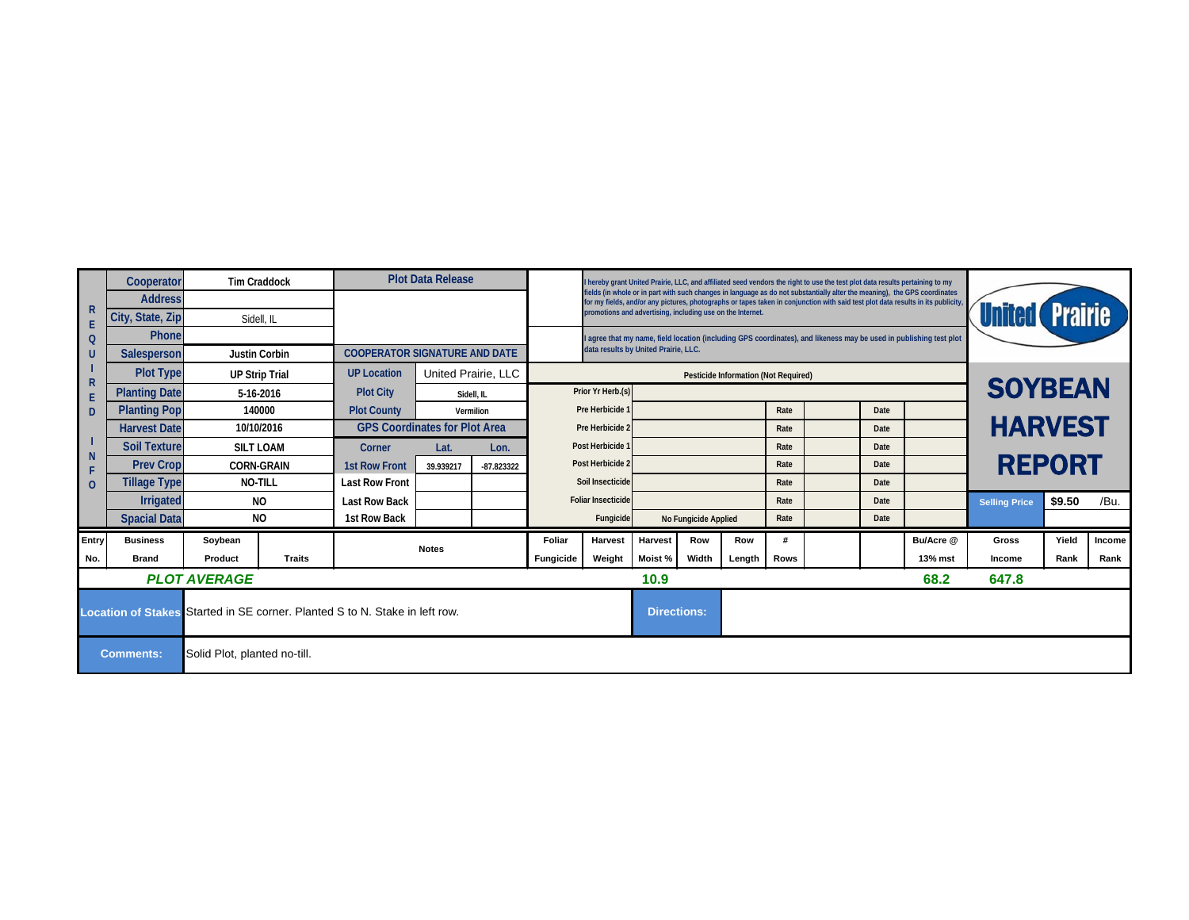# SOYBEAN HARVEST REPORT

United Prairie

| REQUIRED INFO | |
|---|---|
| Cooperator | Tim Craddock |
| Address | |
| City, State, Zip | Sidell, IL |
| Phone | |
| Salesperson | Justin Corbin |
| Plot Type | UP Strip Trial |
| Planting Date | 5-16-2016 |
| Planting Pop | 140000 |
| Harvest Date | 10/10/2016 |
| Soil Texture | SILT LOAM |
| Prev Crop | CORN-GRAIN |
| Tillage Type | NO-TILL |
| Irrigated | NO |
| Spacial Data | NO |

**Plot Data Release**

COOPERATOR SIGNATURE AND DATE

I hereby grant United Prairie, LLC, and affiliated seed vendors the right to use the test plot data results pertaining to my fields (in whole or in part with such changes in language as do not substantially alter the meaning), the GPS coordinates for my fields, and/or any pictures, photographs or tapes taken in conjunction with said test plot data results in its publicity, promotions and advertising, including use on the Internet.

I agree that my name, field location (including GPS coordinates), and likeness may be used in publishing test plot data results by United Prairie, LLC.

| | |
|---|---|
| UP Location | United Prairie, LLC |
| Plot City | Sidell, IL |
| Plot County | Vermilion |

**GPS Coordinates for Plot Area**

| Corner | Lat. | Lon. |
|---|---|---|
| 1st Row Front | 39.939217 | -87.823322 |
| Last Row Front | | |
| Last Row Back | | |
| 1st Row Back | | |

**Pesticide Information (Not Required)**

| | | | | | |
|---|---|---|---|---|---|
| Prior Yr Herb.(s) | | | | | |
| Pre Herbicide 1 | | Rate | | Date | |
| Pre Herbicide 2 | | Rate | | Date | |
| Post Herbicide 1 | | Rate | | Date | |
| Post Herbicide 2 | | Rate | | Date | |
| Soil Insecticide | | Rate | | Date | |
| Foliar Insecticide | | Rate | | Date | |
| Fungicide | No Fungicide Applied | Rate | | Date | |

| Selling Price | $9.50 | /Bu. |
|---|---|---|

| Entry No. | Business Brand | Soybean Product | Traits | Notes | Foliar Fungicide | Harvest Weight | Harvest Moist % | Row Width | Row Length | # Rows | | | Bu/Acre @ 13% mst | Gross Income | Yield Rank | Income Rank |
|---|---|---|---|---|---|---|---|---|---|---|---|---|---|---|---|---|
| | ***PLOT AVERAGE*** | | | | | | 10.9 | | | | | | 68.2 | 647.8 | | |

**Location of Stakes:** Started in SE corner. Planted S to N. Stake in left row.

**Directions:**

**Comments:** Solid Plot, planted no-till.